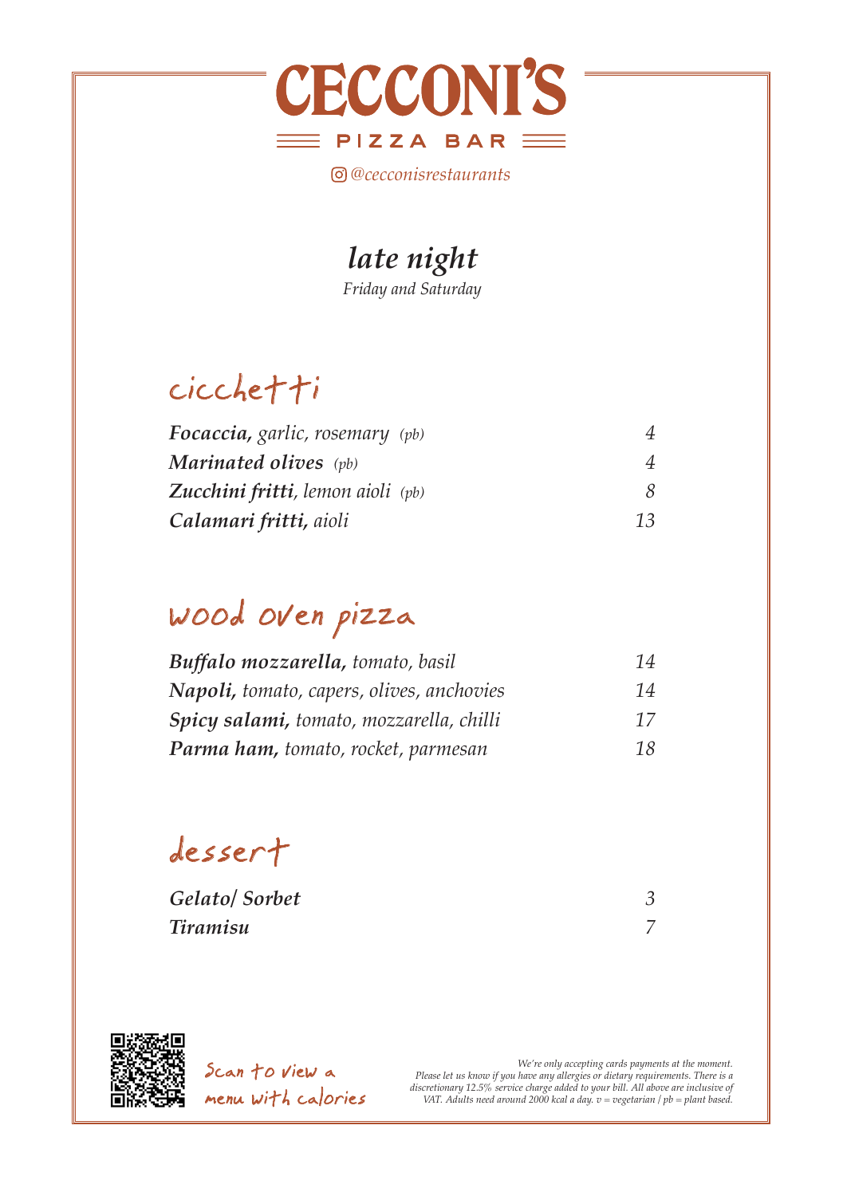# CECCONI'S

PIZZA BAR

*@cecconisrestaurants*

## *late night*

*Friday and Saturday*

## cicchetti

| | |
|---|---|
| ***Focaccia,*** *garlic, rosemary (pb)* | *4* |
| ***Marinated olives*** *(pb)* | *4* |
| ***Zucchini fritti****, lemon aioli (pb)* | *8* |
| ***Calamari fritti,*** *aioli* | *13* |

## wood oven pizza

| | |
|---|---|
| ***Buffalo mozzarella,*** *tomato, basil* | *14* |
| ***Napoli,*** *tomato, capers, olives, anchovies* | *14* |
| ***Spicy salami,*** *tomato, mozzarella, chilli* | *17* |
| ***Parma ham,*** *tomato, rocket, parmesan* | *18* |

## dessert

| | |
|---|---|
| ***Gelato/ Sorbet*** | *3* |
| ***Tiramisu*** | *7* |

Scan to view a menu with calories

*We're only accepting cards payments at the moment. Please let us know if you have any allergies or dietary requirements. There is a discretionary 12.5% service charge added to your bill. All above are inclusive of VAT. Adults need around 2000 kcal a day. v = vegetarian / pb = plant based.*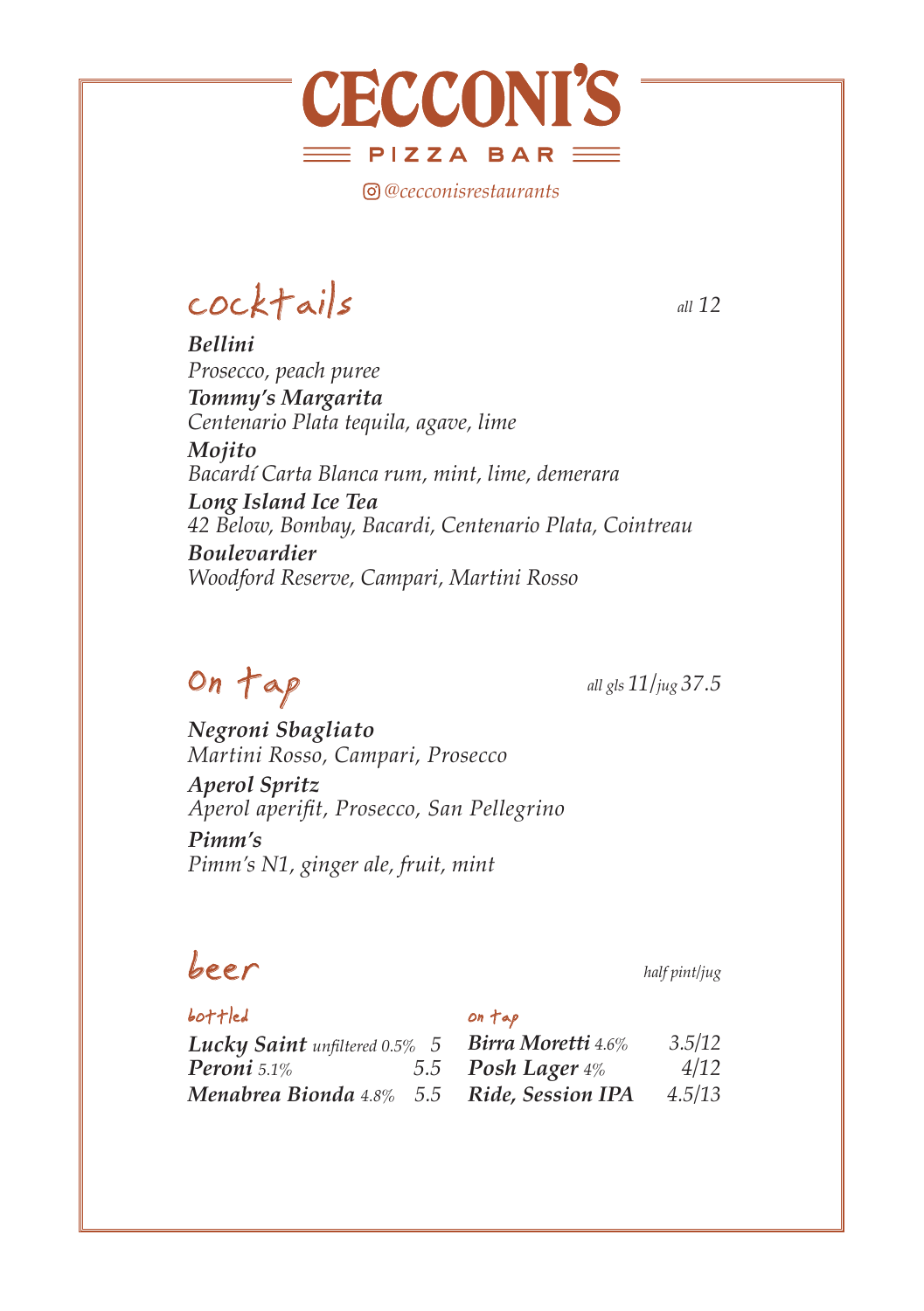# CECCONI'S

PIZZA BAR

@cecconisrestaurants

## cocktails

*all 12*

***Bellini***
*Prosecco, peach puree*

***Tommy's Margarita***
*Centenario Plata tequila, agave, lime*

***Mojito***
*Bacardí Carta Blanca rum, mint, lime, demerara*

***Long Island Ice Tea***
*42 Below, Bombay, Bacardi, Centenario Plata, Cointreau*

***Boulevardier***
*Woodford Reserve, Campari, Martini Rosso*

## On tap

*all gls 11/jug 37.5*

***Negroni Sbagliato***
*Martini Rosso, Campari, Prosecco*

***Aperol Spritz***
*Aperol aperifit, Prosecco, San Pellegrino*

***Pimm's***
*Pimm's N1, ginger ale, fruit, mint*

## beer

*half pint/jug*

### bottled

| | |
|---|---|
| ***Lucky Saint*** *unfiltered 0.5%* | 5 |
| ***Peroni*** *5.1%* | 5.5 |
| ***Menabrea Bionda*** *4.8%* | 5.5 |

### on tap

| | |
|---|---|
| ***Birra Moretti*** *4.6%* | 3.5/12 |
| ***Posh Lager*** *4%* | 4/12 |
| ***Ride, Session IPA*** | 4.5/13 |